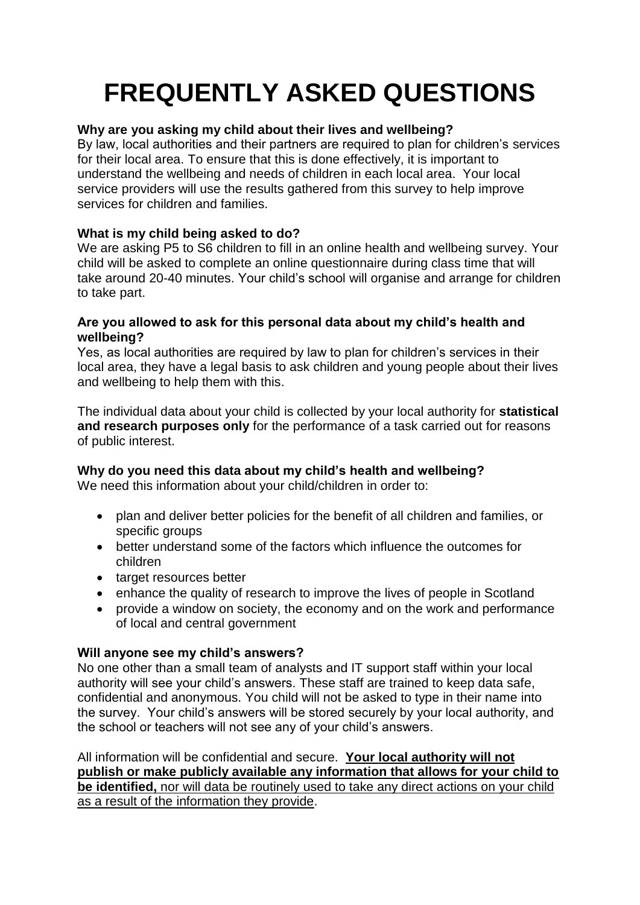# FREQUENTLY ASKED QUESTIONS

**Why are you asking my child about their lives and wellbeing?**

By law, local authorities and their partners are required to plan for children's services for their local area. To ensure that this is done effectively, it is important to understand the wellbeing and needs of children in each local area. Your local service providers will use the results gathered from this survey to help improve services for children and families.

**What is my child being asked to do?**

We are asking P5 to S6 children to fill in an online health and wellbeing survey. Your child will be asked to complete an online questionnaire during class time that will take around 20-40 minutes. Your child's school will organise and arrange for children to take part.

**Are you allowed to ask for this personal data about my child's health and wellbeing?**

Yes, as local authorities are required by law to plan for children's services in their local area, they have a legal basis to ask children and young people about their lives and wellbeing to help them with this.

The individual data about your child is collected by your local authority for **statistical and research purposes only** for the performance of a task carried out for reasons of public interest.

**Why do you need this data about my child's health and wellbeing?**

We need this information about your child/children in order to:

- plan and deliver better policies for the benefit of all children and families, or specific groups
- better understand some of the factors which influence the outcomes for children
- target resources better
- enhance the quality of research to improve the lives of people in Scotland
- provide a window on society, the economy and on the work and performance of local and central government

**Will anyone see my child's answers?**

No one other than a small team of analysts and IT support staff within your local authority will see your child's answers. These staff are trained to keep data safe, confidential and anonymous. You child will not be asked to type in their name into the survey. Your child's answers will be stored securely by your local authority, and the school or teachers will not see any of your child's answers.

All information will be confidential and secure. <u>**Your local authority will not publish or make publicly available any information that allows for your child to be identified,** nor will data be routinely used to take any direct actions on your child as a result of the information they provide</u>.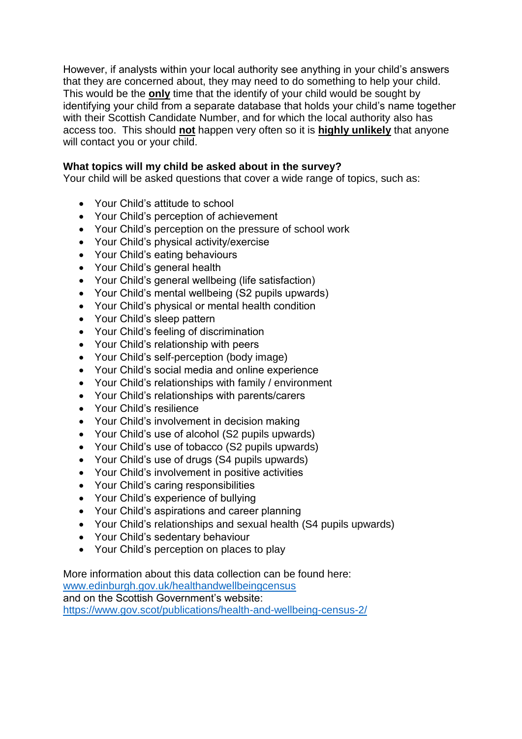However, if analysts within your local authority see anything in your child's answers that they are concerned about, they may need to do something to help your child. This would be the **only** time that the identify of your child would be sought by identifying your child from a separate database that holds your child's name together with their Scottish Candidate Number, and for which the local authority also has access too. This should **not** happen very often so it is **highly unlikely** that anyone will contact you or your child.

**What topics will my child be asked about in the survey?**
Your child will be asked questions that cover a wide range of topics, such as:

- Your Child's attitude to school
- Your Child's perception of achievement
- Your Child's perception on the pressure of school work
- Your Child's physical activity/exercise
- Your Child's eating behaviours
- Your Child's general health
- Your Child's general wellbeing (life satisfaction)
- Your Child's mental wellbeing (S2 pupils upwards)
- Your Child's physical or mental health condition
- Your Child's sleep pattern
- Your Child's feeling of discrimination
- Your Child's relationship with peers
- Your Child's self-perception (body image)
- Your Child's social media and online experience
- Your Child's relationships with family / environment
- Your Child's relationships with parents/carers
- Your Child's resilience
- Your Child's involvement in decision making
- Your Child's use of alcohol (S2 pupils upwards)
- Your Child's use of tobacco (S2 pupils upwards)
- Your Child's use of drugs (S4 pupils upwards)
- Your Child's involvement in positive activities
- Your Child's caring responsibilities
- Your Child's experience of bullying
- Your Child's aspirations and career planning
- Your Child's relationships and sexual health (S4 pupils upwards)
- Your Child's sedentary behaviour
- Your Child's perception on places to play

More information about this data collection can be found here:
[www.edinburgh.gov.uk/healthandwellbeingcensus](www.edinburgh.gov.uk/healthandwellbeingcensus)
and on the Scottish Government's website:
[https://www.gov.scot/publications/health-and-wellbeing-census-2/](https://www.gov.scot/publications/health-and-wellbeing-census-2/)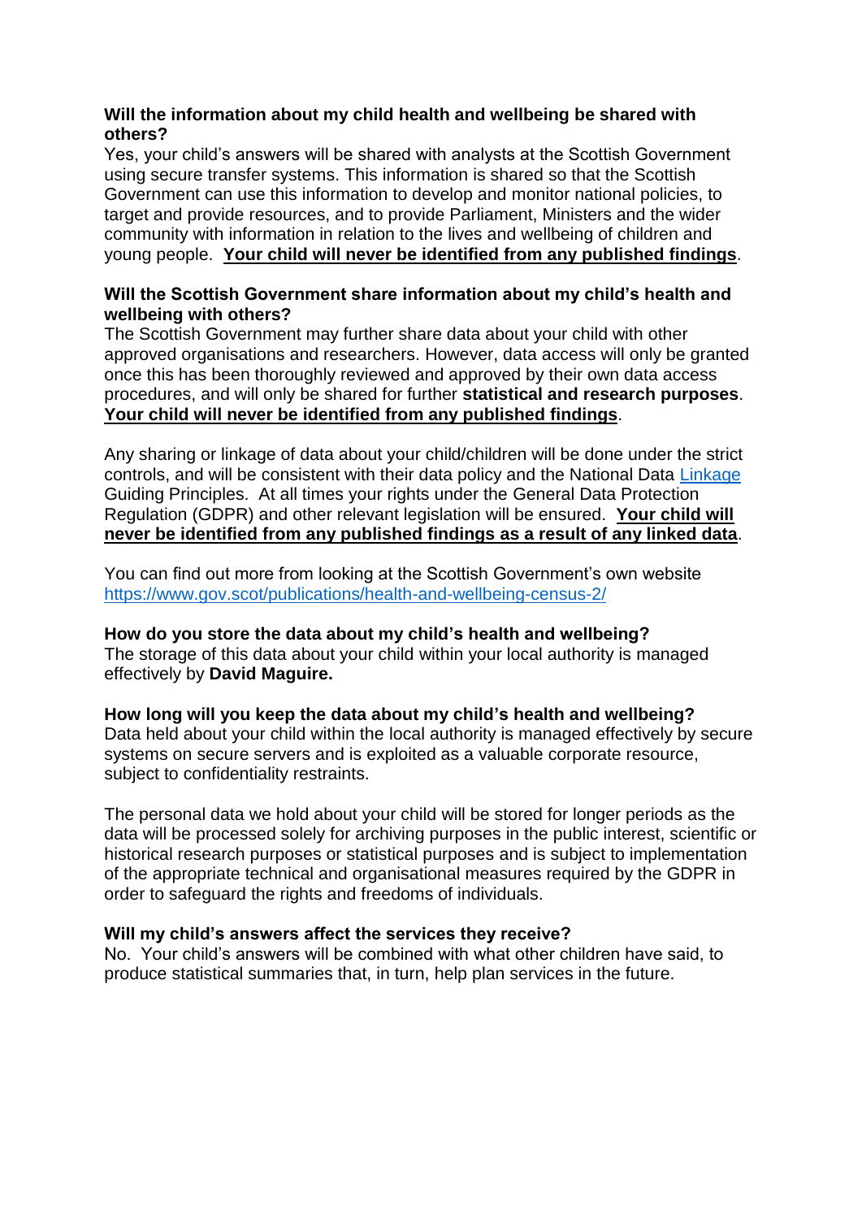**Will the information about my child health and wellbeing be shared with others?**
Yes, your child's answers will be shared with analysts at the Scottish Government using secure transfer systems. This information is shared so that the Scottish Government can use this information to develop and monitor national policies, to target and provide resources, and to provide Parliament, Ministers and the wider community with information in relation to the lives and wellbeing of children and young people. **Your child will never be identified from any published findings**.

**Will the Scottish Government share information about my child's health and wellbeing with others?**
The Scottish Government may further share data about your child with other approved organisations and researchers. However, data access will only be granted once this has been thoroughly reviewed and approved by their own data access procedures, and will only be shared for further **statistical and research purposes**. **Your child will never be identified from any published findings**.

Any sharing or linkage of data about your child/children will be done under the strict controls, and will be consistent with their data policy and the National Data [Linkage] Guiding Principles. At all times your rights under the General Data Protection Regulation (GDPR) and other relevant legislation will be ensured. **Your child will never be identified from any published findings as a result of any linked data**.

You can find out more from looking at the Scottish Government's own website https://www.gov.scot/publications/health-and-wellbeing-census-2/

**How do you store the data about my child's health and wellbeing?**
The storage of this data about your child within your local authority is managed effectively by **David Maguire.**

**How long will you keep the data about my child's health and wellbeing?**
Data held about your child within the local authority is managed effectively by secure systems on secure servers and is exploited as a valuable corporate resource, subject to confidentiality restraints.

The personal data we hold about your child will be stored for longer periods as the data will be processed solely for archiving purposes in the public interest, scientific or historical research purposes or statistical purposes and is subject to implementation of the appropriate technical and organisational measures required by the GDPR in order to safeguard the rights and freedoms of individuals.

**Will my child's answers affect the services they receive?**
No. Your child's answers will be combined with what other children have said, to produce statistical summaries that, in turn, help plan services in the future.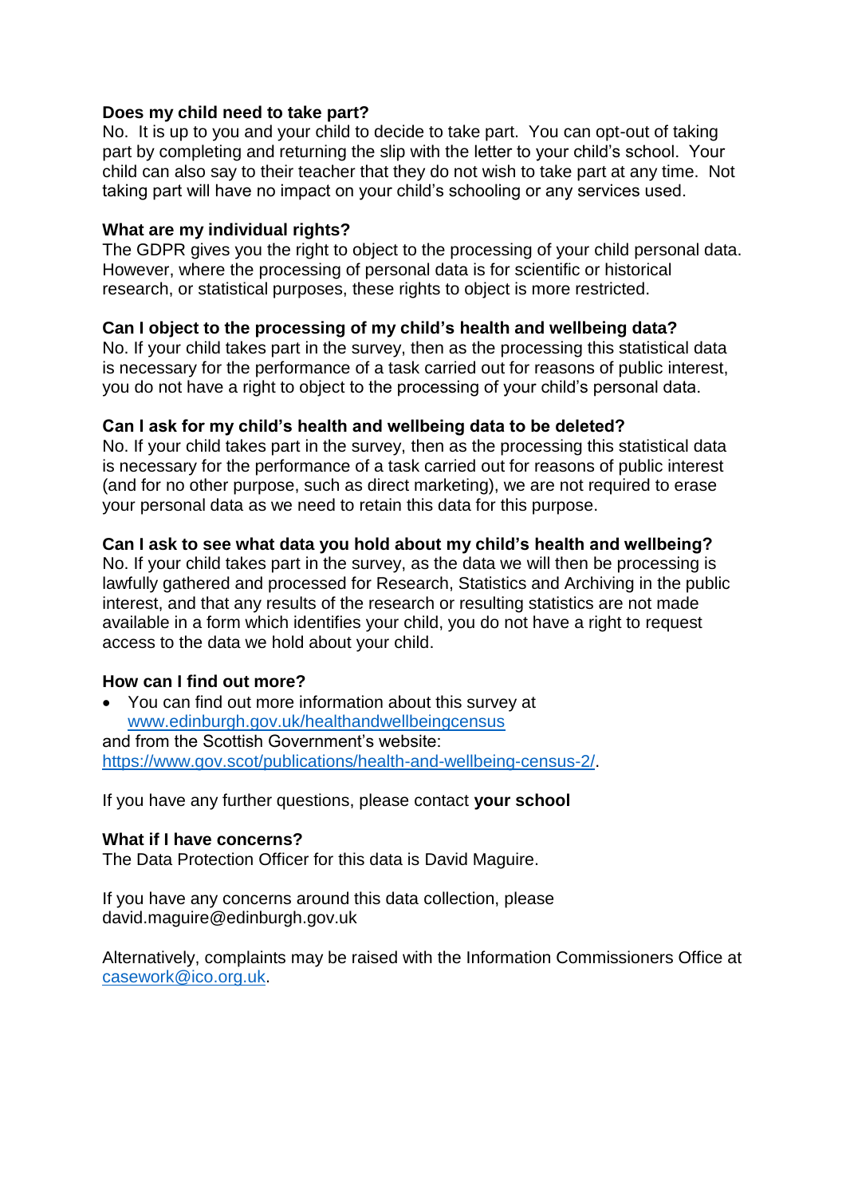**Does my child need to take part?**

No. It is up to you and your child to decide to take part. You can opt-out of taking part by completing and returning the slip with the letter to your child's school. Your child can also say to their teacher that they do not wish to take part at any time. Not taking part will have no impact on your child's schooling or any services used.

**What are my individual rights?**

The GDPR gives you the right to object to the processing of your child personal data. However, where the processing of personal data is for scientific or historical research, or statistical purposes, these rights to object is more restricted.

**Can I object to the processing of my child's health and wellbeing data?**

No. If your child takes part in the survey, then as the processing this statistical data is necessary for the performance of a task carried out for reasons of public interest, you do not have a right to object to the processing of your child's personal data.

**Can I ask for my child's health and wellbeing data to be deleted?**

No. If your child takes part in the survey, then as the processing this statistical data is necessary for the performance of a task carried out for reasons of public interest (and for no other purpose, such as direct marketing), we are not required to erase your personal data as we need to retain this data for this purpose.

**Can I ask to see what data you hold about my child's health and wellbeing?**

No. If your child takes part in the survey, as the data we will then be processing is lawfully gathered and processed for Research, Statistics and Archiving in the public interest, and that any results of the research or resulting statistics are not made available in a form which identifies your child, you do not have a right to request access to the data we hold about your child.

**How can I find out more?**

- You can find out more information about this survey at [www.edinburgh.gov.uk/healthandwellbeingcensus](http://www.edinburgh.gov.uk/healthandwellbeingcensus)

and from the Scottish Government's website: [https://www.gov.scot/publications/health-and-wellbeing-census-2/](https://www.gov.scot/publications/health-and-wellbeing-census-2/).

If you have any further questions, please contact **your school**

**What if I have concerns?**

The Data Protection Officer for this data is David Maguire.

If you have any concerns around this data collection, please david.maguire@edinburgh.gov.uk

Alternatively, complaints may be raised with the Information Commissioners Office at [casework@ico.org.uk](mailto:casework@ico.org.uk).